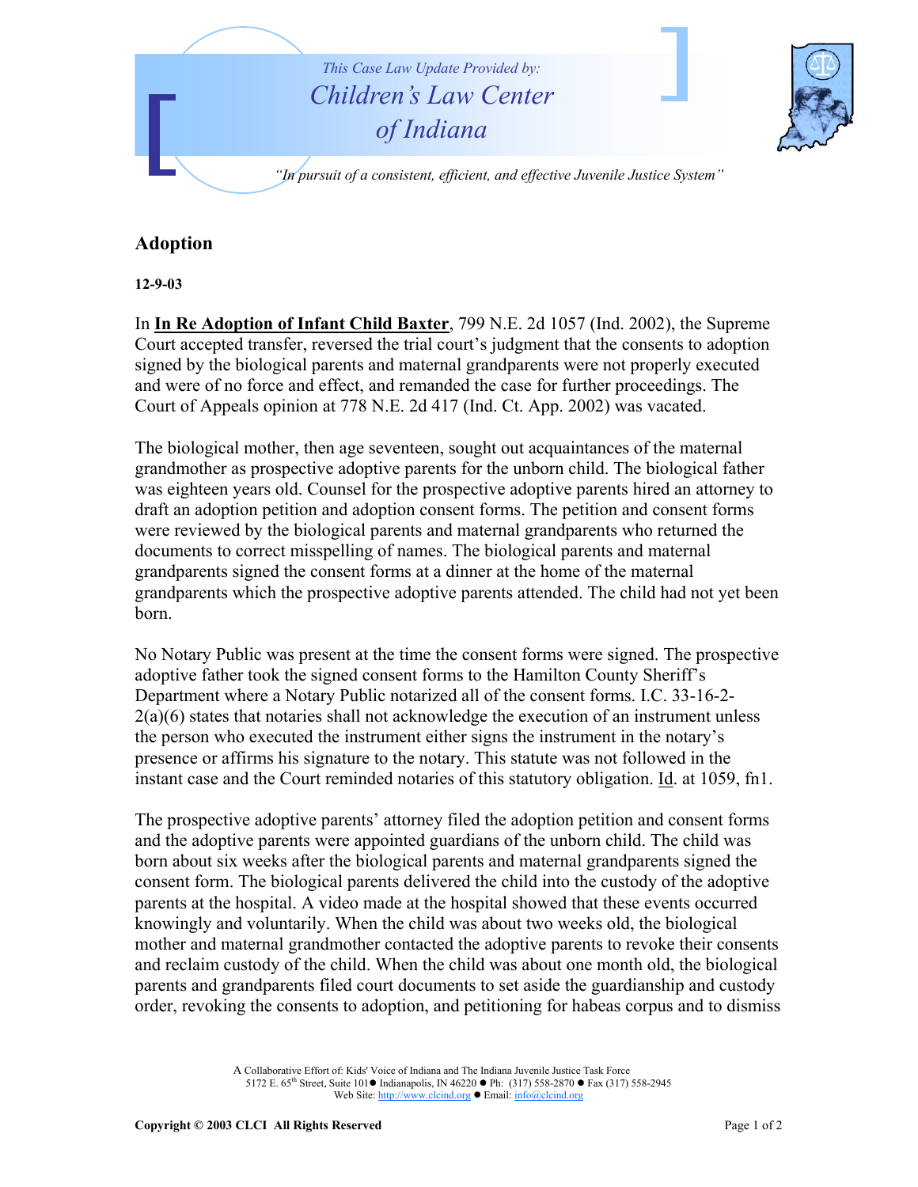*This Case Law Update Provided by:*

*Children's Law Center of Indiana*

*"In pursuit of a consistent, efficient, and effective Juvenile Justice System"*

## Adoption

**12-9-03**

In **In Re Adoption of Infant Child Baxter**, 799 N.E. 2d 1057 (Ind. 2002), the Supreme Court accepted transfer, reversed the trial court's judgment that the consents to adoption signed by the biological parents and maternal grandparents were not properly executed and were of no force and effect, and remanded the case for further proceedings. The Court of Appeals opinion at 778 N.E. 2d 417 (Ind. Ct. App. 2002) was vacated.

The biological mother, then age seventeen, sought out acquaintances of the maternal grandmother as prospective adoptive parents for the unborn child. The biological father was eighteen years old. Counsel for the prospective adoptive parents hired an attorney to draft an adoption petition and adoption consent forms. The petition and consent forms were reviewed by the biological parents and maternal grandparents who returned the documents to correct misspelling of names. The biological parents and maternal grandparents signed the consent forms at a dinner at the home of the maternal grandparents which the prospective adoptive parents attended. The child had not yet been born.

No Notary Public was present at the time the consent forms were signed. The prospective adoptive father took the signed consent forms to the Hamilton County Sheriff's Department where a Notary Public notarized all of the consent forms. I.C. 33-16-2-2(a)(6) states that notaries shall not acknowledge the execution of an instrument unless the person who executed the instrument either signs the instrument in the notary's presence or affirms his signature to the notary. This statute was not followed in the instant case and the Court reminded notaries of this statutory obligation. Id. at 1059, fn1.

The prospective adoptive parents' attorney filed the adoption petition and consent forms and the adoptive parents were appointed guardians of the unborn child. The child was born about six weeks after the biological parents and maternal grandparents signed the consent form. The biological parents delivered the child into the custody of the adoptive parents at the hospital. A video made at the hospital showed that these events occurred knowingly and voluntarily. When the child was about two weeks old, the biological mother and maternal grandmother contacted the adoptive parents to revoke their consents and reclaim custody of the child. When the child was about one month old, the biological parents and grandparents filed court documents to set aside the guardianship and custody order, revoking the consents to adoption, and petitioning for habeas corpus and to dismiss

A Collaborative Effort of: Kids' Voice of Indiana and The Indiana Juvenile Justice Task Force
5172 E. 65th Street, Suite 101 ● Indianapolis, IN 46220 ● Ph: (317) 558-2870 ● Fax (317) 558-2945
Web Site: http://www.clcind.org ● Email: info@clcind.org

**Copyright © 2003 CLCI All Rights Reserved**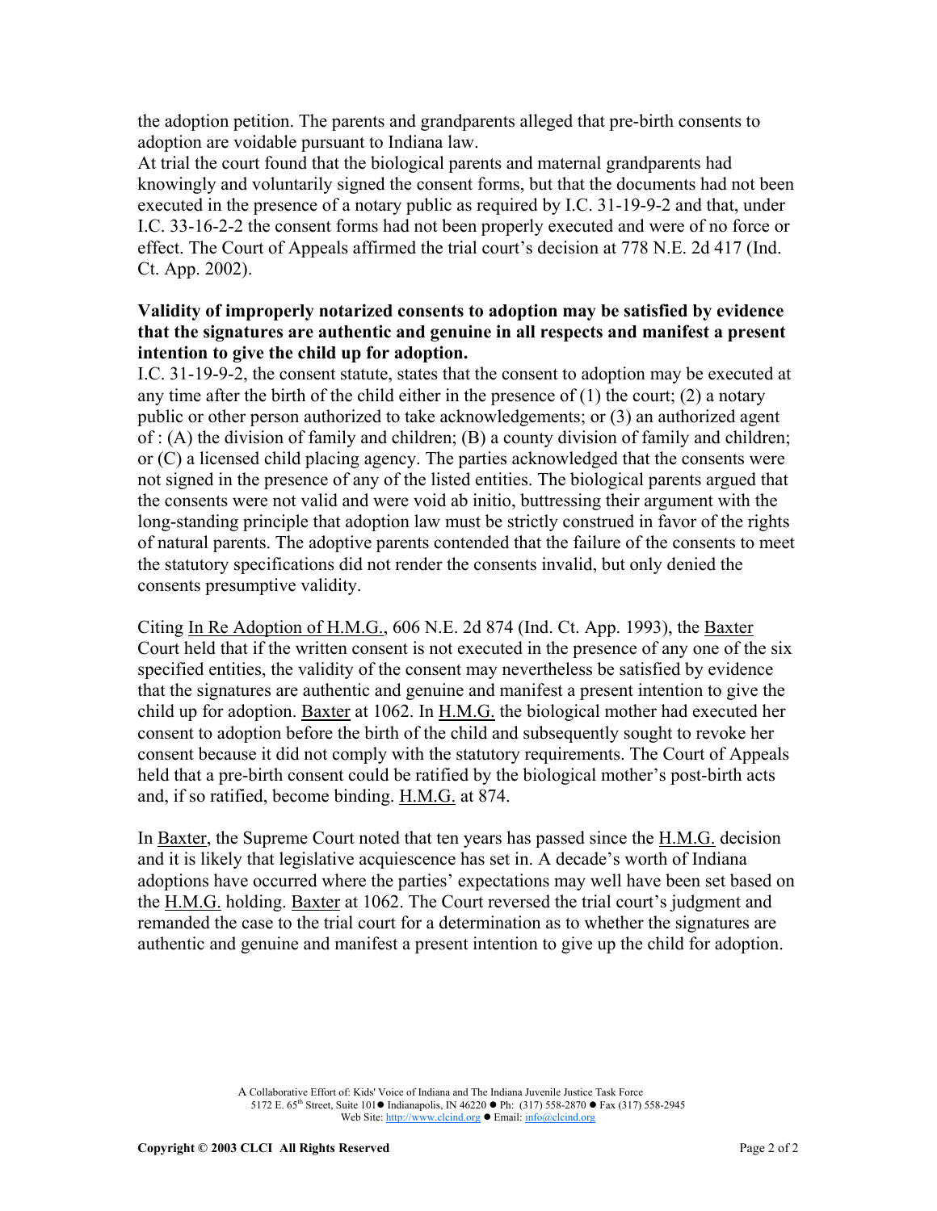the adoption petition. The parents and grandparents alleged that pre-birth consents to adoption are voidable pursuant to Indiana law.

At trial the court found that the biological parents and maternal grandparents had knowingly and voluntarily signed the consent forms, but that the documents had not been executed in the presence of a notary public as required by I.C. 31-19-9-2 and that, under I.C. 33-16-2-2 the consent forms had not been properly executed and were of no force or effect. The Court of Appeals affirmed the trial court's decision at 778 N.E. 2d 417 (Ind. Ct. App. 2002).

**Validity of improperly notarized consents to adoption may be satisfied by evidence that the signatures are authentic and genuine in all respects and manifest a present intention to give the child up for adoption.**

I.C. 31-19-9-2, the consent statute, states that the consent to adoption may be executed at any time after the birth of the child either in the presence of (1) the court; (2) a notary public or other person authorized to take acknowledgements; or (3) an authorized agent of : (A) the division of family and children; (B) a county division of family and children; or (C) a licensed child placing agency. The parties acknowledged that the consents were not signed in the presence of any of the listed entities. The biological parents argued that the consents were not valid and were void ab initio, buttressing their argument with the long-standing principle that adoption law must be strictly construed in favor of the rights of natural parents. The adoptive parents contended that the failure of the consents to meet the statutory specifications did not render the consents invalid, but only denied the consents presumptive validity.

Citing In Re Adoption of H.M.G., 606 N.E. 2d 874 (Ind. Ct. App. 1993), the Baxter Court held that if the written consent is not executed in the presence of any one of the six specified entities, the validity of the consent may nevertheless be satisfied by evidence that the signatures are authentic and genuine and manifest a present intention to give the child up for adoption. Baxter at 1062. In H.M.G. the biological mother had executed her consent to adoption before the birth of the child and subsequently sought to revoke her consent because it did not comply with the statutory requirements. The Court of Appeals held that a pre-birth consent could be ratified by the biological mother's post-birth acts and, if so ratified, become binding. H.M.G. at 874.

In Baxter, the Supreme Court noted that ten years has passed since the H.M.G. decision and it is likely that legislative acquiescence has set in. A decade's worth of Indiana adoptions have occurred where the parties' expectations may well have been set based on the H.M.G. holding. Baxter at 1062. The Court reversed the trial court's judgment and remanded the case to the trial court for a determination as to whether the signatures are authentic and genuine and manifest a present intention to give up the child for adoption.

A Collaborative Effort of: Kids' Voice of Indiana and The Indiana Juvenile Justice Task Force
5172 E. 65th Street, Suite 101 ● Indianapolis, IN 46220 ● Ph: (317) 558-2870 ● Fax (317) 558-2945
Web Site: http://www.clcind.org ● Email: info@clcind.org

**Copyright © 2003 CLCI All Rights Reserved**